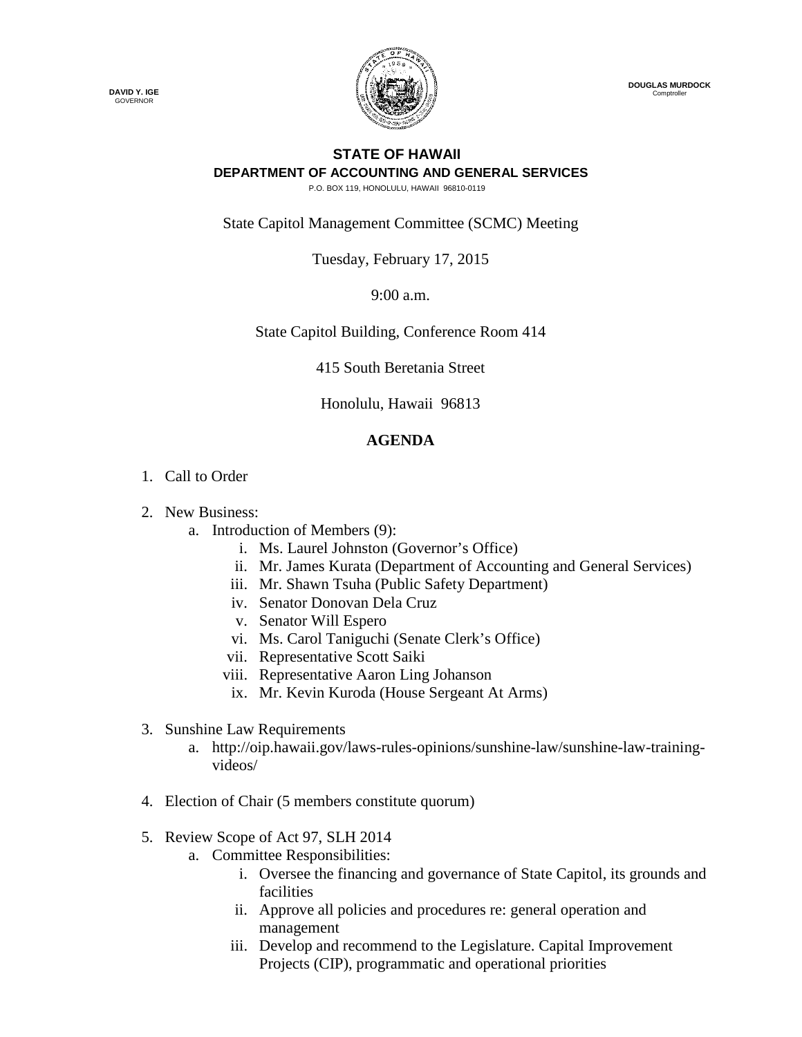**DAVID Y. IGE**
GOVERNOR

**DOUGLAS MURDOCK**
Comptroller

# STATE OF HAWAII
## DEPARTMENT OF ACCOUNTING AND GENERAL SERVICES

P.O. BOX 119, HONOLULU, HAWAII 96810-0119

State Capitol Management Committee (SCMC) Meeting

Tuesday, February 17, 2015

9:00 a.m.

State Capitol Building, Conference Room 414

415 South Beretania Street

Honolulu, Hawaii 96813

**AGENDA**

1. Call to Order

2. New Business:
   a. Introduction of Members (9):
      i. Ms. Laurel Johnston (Governor's Office)
      ii. Mr. James Kurata (Department of Accounting and General Services)
      iii. Mr. Shawn Tsuha (Public Safety Department)
      iv. Senator Donovan Dela Cruz
      v. Senator Will Espero
      vi. Ms. Carol Taniguchi (Senate Clerk's Office)
      vii. Representative Scott Saiki
      viii. Representative Aaron Ling Johanson
      ix. Mr. Kevin Kuroda (House Sergeant At Arms)

3. Sunshine Law Requirements
   a. http://oip.hawaii.gov/laws-rules-opinions/sunshine-law/sunshine-law-training-videos/

4. Election of Chair (5 members constitute quorum)

5. Review Scope of Act 97, SLH 2014
   a. Committee Responsibilities:
      i. Oversee the financing and governance of State Capitol, its grounds and facilities
      ii. Approve all policies and procedures re: general operation and management
      iii. Develop and recommend to the Legislature. Capital Improvement Projects (CIP), programmatic and operational priorities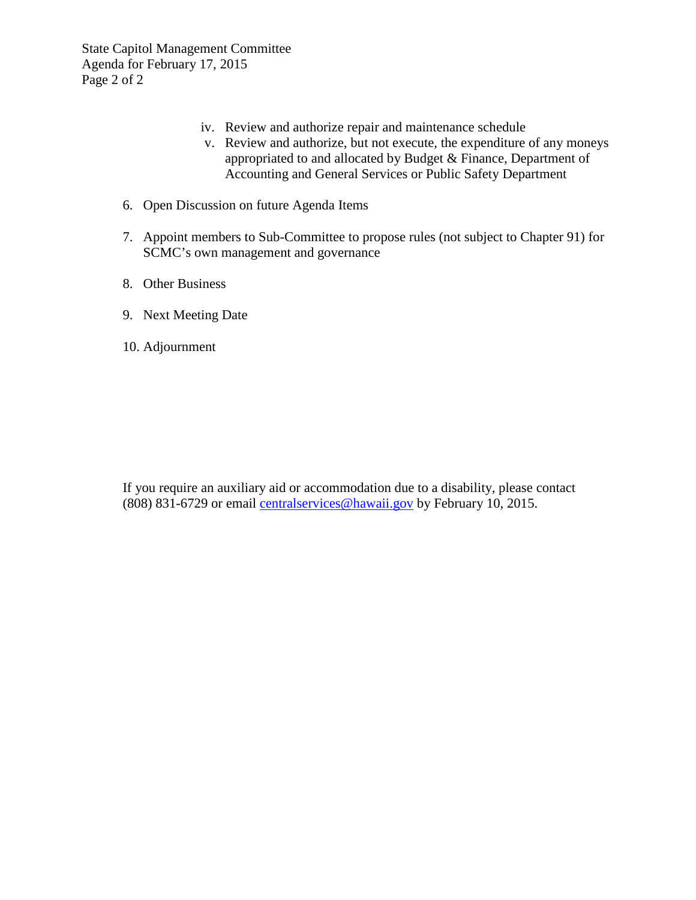iv. Review and authorize repair and maintenance schedule
   v. Review and authorize, but not execute, the expenditure of any moneys appropriated to and allocated by Budget & Finance, Department of Accounting and General Services or Public Safety Department

6. Open Discussion on future Agenda Items

7. Appoint members to Sub-Committee to propose rules (not subject to Chapter 91) for SCMC's own management and governance

8. Other Business

9. Next Meeting Date

10. Adjournment

If you require an auxiliary aid or accommodation due to a disability, please contact (808) 831-6729 or email centralservices@hawaii.gov by February 10, 2015.